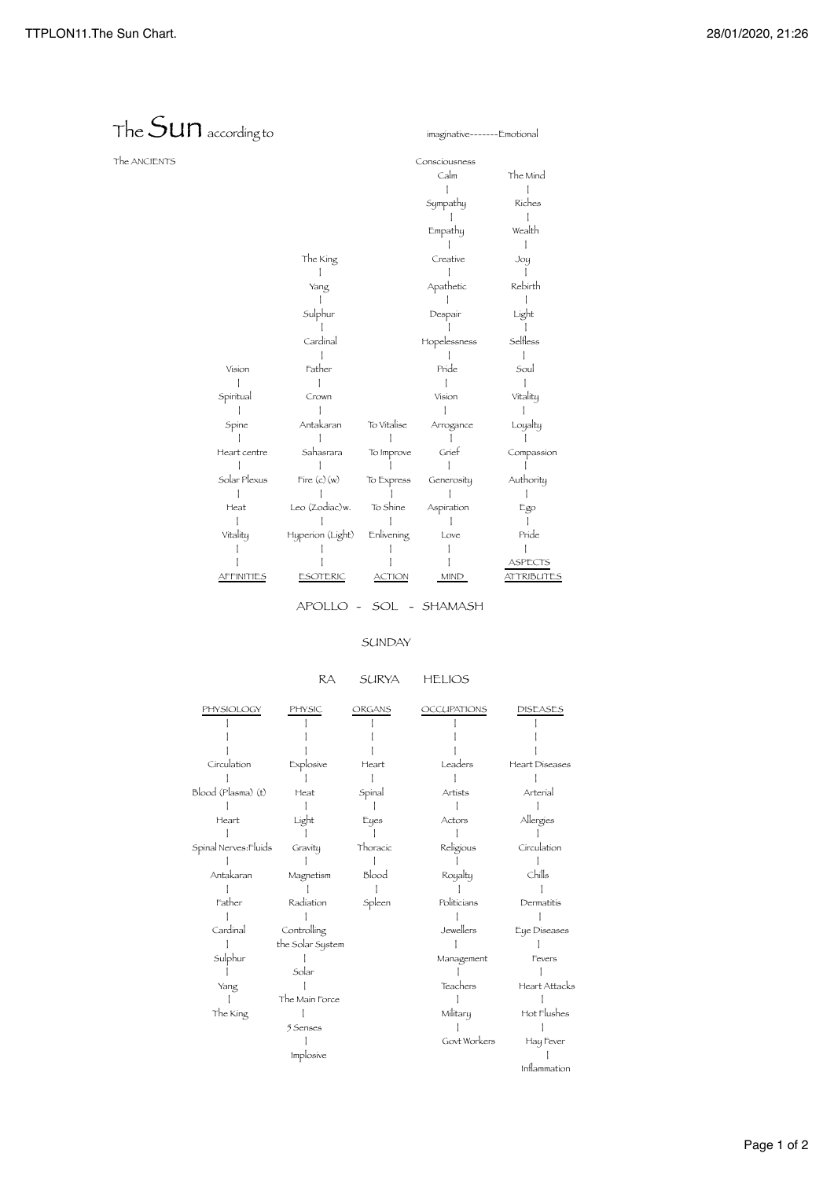# The Sun according to

The ANCIENTS

imaginative-------Emotional

| AFFINITIES | ESOTERIC | ACTION | MIND | ATTRIBUTES |
|---|---|---|---|---|
| | | | Consciousness | |
| | | | Calm | The Mind |
| | | | Sympathy | Riches |
| | | | Empathy | Wealth |
| | The King | | Creative | Joy |
| | Yang | | Apathetic | Rebirth |
| | Sulphur | | Despair | Light |
| | Cardinal | | Hopelessness | Selfless |
| Vision | Father | | Pride | Soul |
| Spiritual | Crown | | Vision | Vitality |
| Spine | Antakaran | To Vitalise | Arrogance | Loyalty |
| Heart centre | Sahasrara | To Improve | Grief | Compassion |
| Solar Plexus | Fire (c) (w) | To Express | Generosity | Authority |
| Heat | Leo (Zodiac)w. | To Shine | Aspiration | Ego |
| Vitality | Hyperion (Light) | Enlivening | Love | Pride |
| | | | | ASPECTS |

APOLLO - SOL - SHAMASH

SUNDAY

RA SURYA HELIOS

| PHYSIOLOGY | PHYSIC | ORGANS | OCCUPATIONS | DISEASES |
|---|---|---|---|---|
| Circulation | Explosive | Heart | Leaders | Heart Diseases |
| Blood (Plasma) (t) | Heat | Spinal | Artists | Arterial |
| Heart | Light | Eyes | Actors | Allergies |
| Spinal Nerves:Fluids | Gravity | Thoracic | Religious | Circulation |
| Antakaran | Magnetism | Blood | Royalty | Chills |
| Father | Radiation | Spleen | Politicians | Dermatitis |
| Cardinal | Controlling the Solar System | | Jewellers | Eye Diseases |
| Sulphur | Solar | | Management | Fevers |
| Yang | The Main Force | | Teachers | Heart Attacks |
| The King | 5 Senses | | Military | Hot Flushes |
| | Implosive | | Govt Workers | Hay Fever |
| | | | | Inflammation |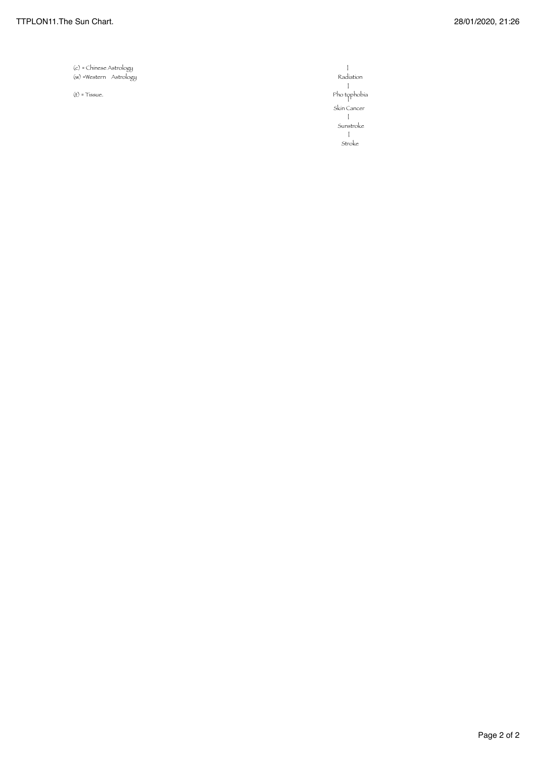(c) = Chinese Astrology
(w) =Western Astrology

(t) = Tissue.

|
Radiation
|
Pho tophobia
|
Skin Cancer
|
Sunstroke
|
Stroke